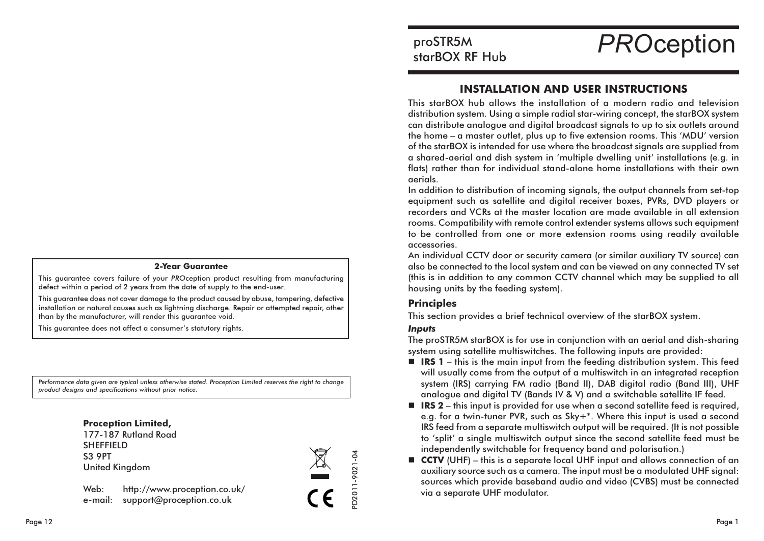**2-Year Guarantee**

This guarantee covers failure of your *PRO*ception product resulting from manufacturing defect within a period of 2 years from the date of supply to the end-user.

This guarantee does not cover damage to the product caused by abuse, tampering, defective installation or natural causes such as lightning discharge. Repair or attempted repair, other than by the manufacturer, will render this guarantee void.

This guarantee does not affect a consumer's statutory rights.

*Performance data given are typical unless otherwise stated. Proception Limited reserves the right to change product designs and specifications without prior notice.*

**Proception Limited,**
177-187 Rutland Road
SHEFFIELD
S3 9PT
United Kingdom

Web: http://www.proception.co.uk/
e-mail: support@proception.co.uk

PD2011-9021-04

proSTR5M
starBOX RF Hub

*PRO*ception

# INSTALLATION AND USER INSTRUCTIONS

This starBOX hub allows the installation of a modern radio and television distribution system. Using a simple radial star-wiring concept, the starBOX system can distribute analogue and digital broadcast signals to up to six outlets around the home – a master outlet, plus up to five extension rooms. This 'MDU' version of the starBOX is intended for use where the broadcast signals are supplied from a shared-aerial and dish system in 'multiple dwelling unit' installations (e.g. in flats) rather than for individual stand-alone home installations with their own aerials.

In addition to distribution of incoming signals, the output channels from set-top equipment such as satellite and digital receiver boxes, PVRs, DVD players or recorders and VCRs at the master location are made available in all extension rooms. Compatibility with remote control extender systems allows such equipment to be controlled from one or more extension rooms using readily available accessories.

An individual CCTV door or security camera (or similar auxiliary TV source) can also be connected to the local system and can be viewed on any connected TV set (this is in addition to any common CCTV channel which may be supplied to all housing units by the feeding system).

## Principles

This section provides a brief technical overview of the starBOX system.

### *Inputs*

The proSTR5M starBOX is for use in conjunction with an aerial and dish-sharing system using satellite multiswitches. The following inputs are provided:

- **IRS 1** – this is the main input from the feeding distribution system. This feed will usually come from the output of a multiswitch in an integrated reception system (IRS) carrying FM radio (Band II), DAB digital radio (Band III), UHF analogue and digital TV (Bands IV & V) and a switchable satellite IF feed.
- **IRS 2** – this input is provided for use when a second satellite feed is required, e.g. for a twin-tuner PVR, such as Sky+*. Where this input is used a second IRS feed from a separate multiswitch output will be required. (It is not possible to 'split' a single multiswitch output since the second satellite feed must be independently switchable for frequency band and polarisation.)
- **CCTV** (UHF) – this is a separate local UHF input and allows connection of an auxiliary source such as a camera. The input must be a modulated UHF signal: sources which provide baseband audio and video (CVBS) must be connected via a separate UHF modulator.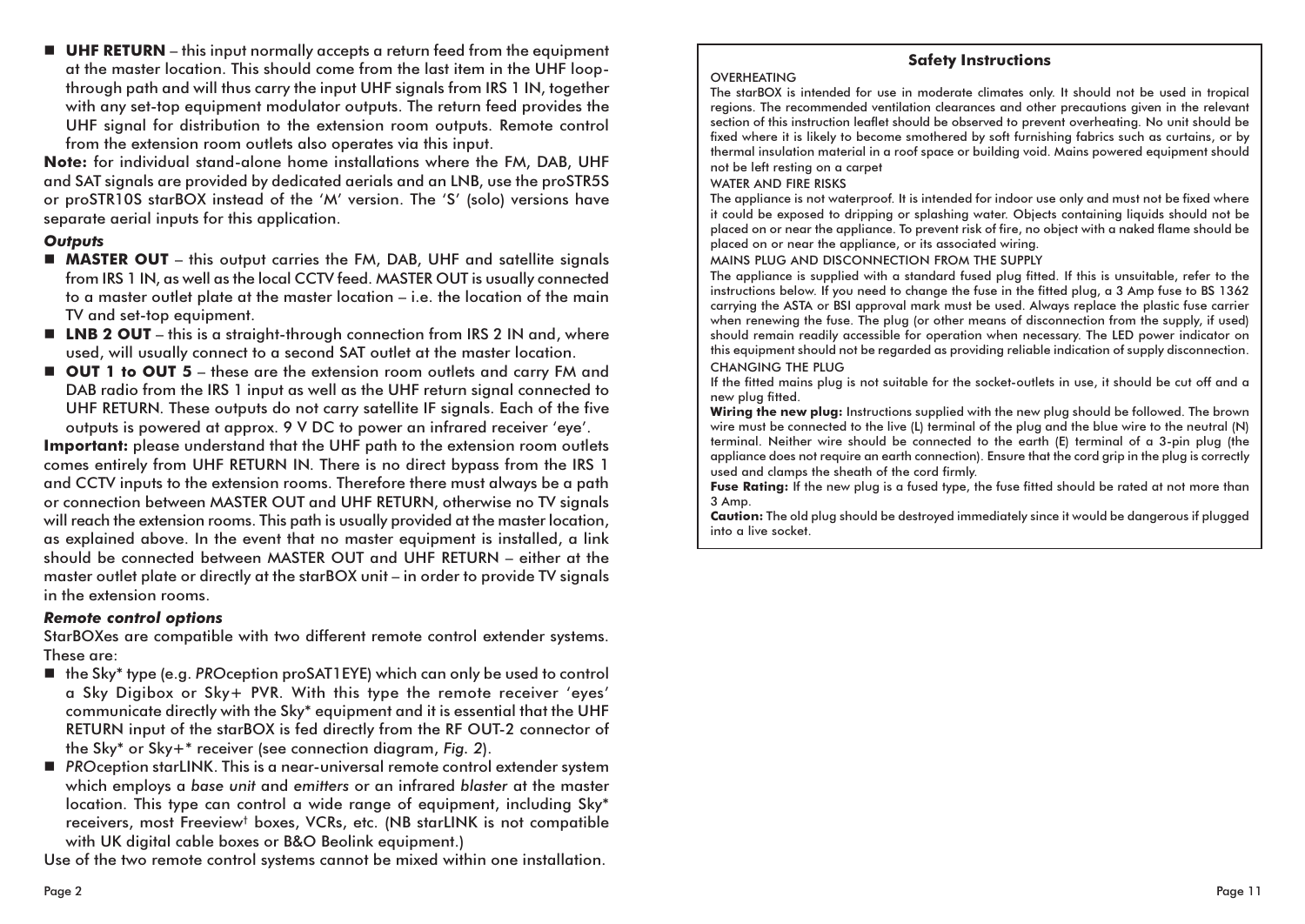- **UHF RETURN** – this input normally accepts a return feed from the equipment at the master location. This should come from the last item in the UHF loop-through path and will thus carry the input UHF signals from IRS 1 IN, together with any set-top equipment modulator outputs. The return feed provides the UHF signal for distribution to the extension room outputs. Remote control from the extension room outlets also operates via this input.

**Note:** for individual stand-alone home installations where the FM, DAB, UHF and SAT signals are provided by dedicated aerials and an LNB, use the proSTR5S or proSTR10S starBOX instead of the 'M' version. The 'S' (solo) versions have separate aerial inputs for this application.

***Outputs***

- **MASTER OUT** – this output carries the FM, DAB, UHF and satellite signals from IRS 1 IN, as well as the local CCTV feed. MASTER OUT is usually connected to a master outlet plate at the master location – i.e. the location of the main TV and set-top equipment.
- **LNB 2 OUT** – this is a straight-through connection from IRS 2 IN and, where used, will usually connect to a second SAT outlet at the master location.
- **OUT 1 to OUT 5** – these are the extension room outlets and carry FM and DAB radio from the IRS 1 input as well as the UHF return signal connected to UHF RETURN. These outputs do not carry satellite IF signals. Each of the five outputs is powered at approx. 9 V DC to power an infrared receiver 'eye'.

**Important:** please understand that the UHF path to the extension room outlets comes entirely from UHF RETURN IN. There is no direct bypass from the IRS 1 and CCTV inputs to the extension rooms. Therefore there must always be a path or connection between MASTER OUT and UHF RETURN, otherwise no TV signals will reach the extension rooms. This path is usually provided at the master location, as explained above. In the event that no master equipment is installed, a link should be connected between MASTER OUT and UHF RETURN – either at the master outlet plate or directly at the starBOX unit – in order to provide TV signals in the extension rooms.

***Remote control options***

StarBOXes are compatible with two different remote control extender systems. These are:

- the Sky* type (e.g. *PRO*ception proSAT1EYE) which can only be used to control a Sky Digibox or Sky+ PVR. With this type the remote receiver 'eyes' communicate directly with the Sky* equipment and it is essential that the UHF RETURN input of the starBOX is fed directly from the RF OUT-2 connector of the Sky* or Sky+* receiver (see connection diagram, *Fig. 2*).
- *PRO*ception starLINK. This is a near-universal remote control extender system which employs a *base unit* and *emitters* or an infrared *blaster* at the master location. This type can control a wide range of equipment, including Sky* receivers, most Freeview† boxes, VCRs, etc. (NB starLINK is not compatible with UK digital cable boxes or B&O Beolink equipment.)

Use of the two remote control systems cannot be mixed within one installation.

## Safety Instructions

OVERHEATING

The starBOX is intended for use in moderate climates only. It should not be used in tropical regions. The recommended ventilation clearances and other precautions given in the relevant section of this instruction leaflet should be observed to prevent overheating. No unit should be fixed where it is likely to become smothered by soft furnishing fabrics such as curtains, or by thermal insulation material in a roof space or building void. Mains powered equipment should not be left resting on a carpet

WATER AND FIRE RISKS

The appliance is not waterproof. It is intended for indoor use only and must not be fixed where it could be exposed to dripping or splashing water. Objects containing liquids should not be placed on or near the appliance. To prevent risk of fire, no object with a naked flame should be placed on or near the appliance, or its associated wiring.

MAINS PLUG AND DISCONNECTION FROM THE SUPPLY

The appliance is supplied with a standard fused plug fitted. If this is unsuitable, refer to the instructions below. If you need to change the fuse in the fitted plug, a 3 Amp fuse to BS 1362 carrying the ASTA or BSI approval mark must be used. Always replace the plastic fuse carrier when renewing the fuse. The plug (or other means of disconnection from the supply, if used) should remain readily accessible for operation when necessary. The LED power indicator on this equipment should not be regarded as providing reliable indication of supply disconnection.

CHANGING THE PLUG

If the fitted mains plug is not suitable for the socket-outlets in use, it should be cut off and a new plug fitted.

**Wiring the new plug:** Instructions supplied with the new plug should be followed. The brown wire must be connected to the live (L) terminal of the plug and the blue wire to the neutral (N) terminal. Neither wire should be connected to the earth (E) terminal of a 3-pin plug (the appliance does not require an earth connection). Ensure that the cord grip in the plug is correctly used and clamps the sheath of the cord firmly.

**Fuse Rating:** If the new plug is a fused type, the fuse fitted should be rated at not more than 3 Amp.

**Caution:** The old plug should be destroyed immediately since it would be dangerous if plugged into a live socket.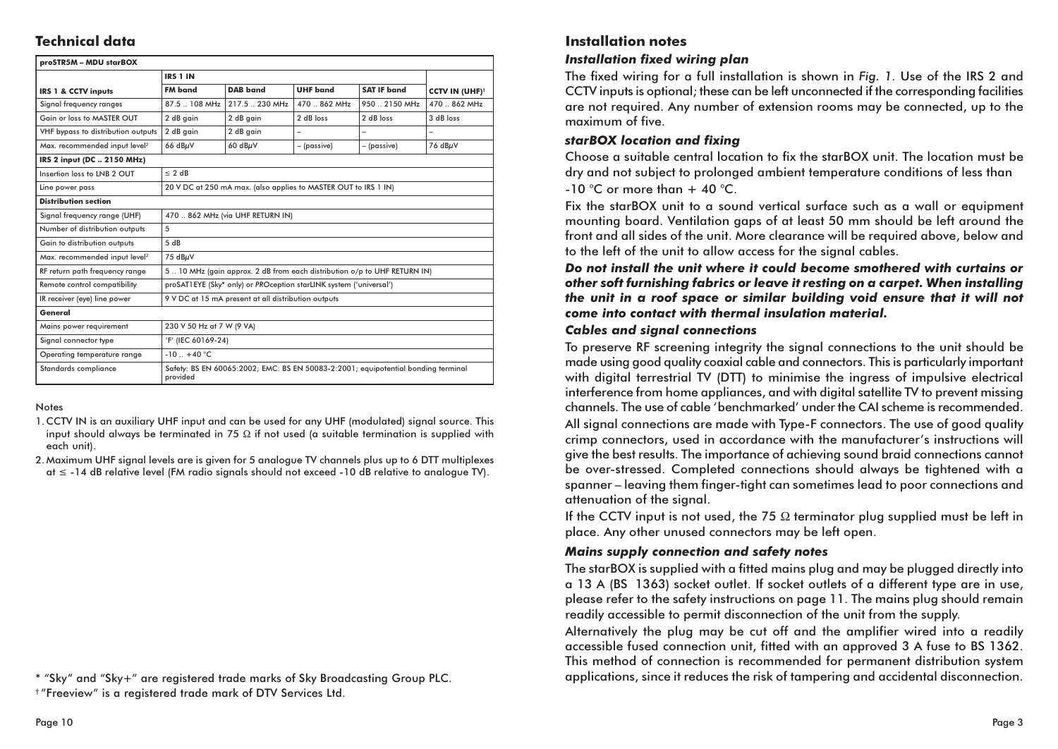## Technical data

| proSTR5M – MDU starBOX | | | | | |
|---|---|---|---|---|---|
| | IRS 1 IN | | | | |
| **IRS 1 & CCTV inputs** | **FM band** | **DAB band** | **UHF band** | **SAT IF band** | **CCTV IN (UHF)[1]** |
| Signal frequency ranges | 87.5 .. 108 MHz | 217.5 .. 230 MHz | 470 .. 862 MHz | 950 .. 2150 MHz | 470 .. 862 MHz |
| Gain or loss to MASTER OUT | 2 dB gain | 2 dB gain | 2 dB loss | 2 dB loss | 3 dB loss |
| VHF bypass to distribution outputs | 2 dB gain | 2 dB gain | – | – | – |
| Max. recommended input level[2] | 66 dBμV | 60 dBμV | – (passive) | – (passive) | 76 dBμV |
| **IRS 2 input (DC .. 2150 MHz)** | | | | | |
| Insertion loss to LNB 2 OUT | ≤ 2 dB | | | | |
| Line power pass | 20 V DC at 250 mA max. (also applies to MASTER OUT to IRS 1 IN) | | | | |
| **Distribution section** | | | | | |
| Signal frequency range (UHF) | 470 .. 862 MHz (via UHF RETURN IN) | | | | |
| Number of distribution outputs | 5 | | | | |
| Gain to distribution outputs | 5 dB | | | | |
| Max. recommended input level[2] | 75 dBμV | | | | |
| RF return path frequency range | 5 .. 10 MHz (gain approx. 2 dB from each distribution o/p to UHF RETURN IN) | | | | |
| Remote control compatibility | proSAT1EYE (Sky* only) or PROception starLINK system ('universal') | | | | |
| IR receiver (eye) line power | 9 V DC at 15 mA present at all distribution outputs | | | | |
| **General** | | | | | |
| Mains power requirement | 230 V 50 Hz at 7 W (9 VA) | | | | |
| Signal connector type | 'F' (IEC 60169-24) | | | | |
| Operating temperature range | -10 .. +40 °C | | | | |
| Standards compliance | Safety: BS EN 60065:2002; EMC: BS EN 50083-2:2001; equipotential bonding terminal provided | | | | |

Notes

1. CCTV IN is an auxiliary UHF input and can be used for any UHF (modulated) signal source. This input should always be terminated in 75 Ω if not used (a suitable termination is supplied with each unit).
2. Maximum UHF signal levels are is given for 5 analogue TV channels plus up to 6 DTT multiplexes at ≤ -14 dB relative level (FM radio signals should not exceed -10 dB relative to analogue TV).

\* "Sky" and "Sky+" are registered trade marks of Sky Broadcasting Group PLC.
† "Freeview" is a registered trade mark of DTV Services Ltd.

## Installation notes

### *Installation fixed wiring plan*

The fixed wiring for a full installation is shown in *Fig. 1*. Use of the IRS 2 and CCTV inputs is optional; these can be left unconnected if the corresponding facilities are not required. Any number of extension rooms may be connected, up to the maximum of five.

### *starBOX location and fixing*

Choose a suitable central location to fix the starBOX unit. The location must be dry and not subject to prolonged ambient temperature conditions of less than -10 °C or more than + 40 °C.

Fix the starBOX unit to a sound vertical surface such as a wall or equipment mounting board. Ventilation gaps of at least 50 mm should be left around the front and all sides of the unit. More clearance will be required above, below and to the left of the unit to allow access for the signal cables.

***Do not install the unit where it could become smothered with curtains or other soft furnishing fabrics or leave it resting on a carpet. When installing the unit in a roof space or similar building void ensure that it will not come into contact with thermal insulation material.***

### *Cables and signal connections*

To preserve RF screening integrity the signal connections to the unit should be made using good quality coaxial cable and connectors. This is particularly important with digital terrestrial TV (DTT) to minimise the ingress of impulsive electrical interference from home appliances, and with digital satellite TV to prevent missing channels. The use of cable 'benchmarked' under the CAI scheme is recommended.

All signal connections are made with Type-F connectors. The use of good quality crimp connectors, used in accordance with the manufacturer's instructions will give the best results. The importance of achieving sound braid connections cannot be over-stressed. Completed connections should always be tightened with a spanner – leaving them finger-tight can sometimes lead to poor connections and attenuation of the signal.

If the CCTV input is not used, the 75 Ω terminator plug supplied must be left in place. Any other unused connectors may be left open.

### *Mains supply connection and safety notes*

The starBOX is supplied with a fitted mains plug and may be plugged directly into a 13 A (BS 1363) socket outlet. If socket outlets of a different type are in use, please refer to the safety instructions on page 11. The mains plug should remain readily accessible to permit disconnection of the unit from the supply.

Alternatively the plug may be cut off and the amplifier wired into a readily accessible fused connection unit, fitted with an approved 3 A fuse to BS 1362. This method of connection is recommended for permanent distribution system applications, since it reduces the risk of tampering and accidental disconnection.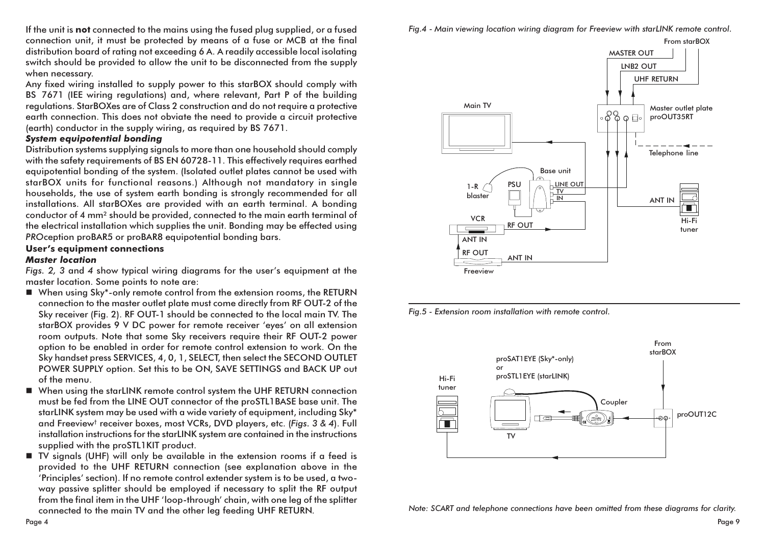If the unit is **not** connected to the mains using the fused plug supplied, or a fused connection unit, it must be protected by means of a fuse or MCB at the final distribution board of rating not exceeding 6 A. A readily accessible local isolating switch should be provided to allow the unit to be disconnected from the supply when necessary.

Any fixed wiring installed to supply power to this starBOX should comply with BS 7671 (IEE wiring regulations) and, where relevant, Part P of the building regulations. StarBOXes are of Class 2 construction and do not require a protective earth connection. This does not obviate the need to provide a circuit protective (earth) conductor in the supply wiring, as required by BS 7671.

***System equipotential bonding***

Distribution systems supplying signals to more than one household should comply with the safety requirements of BS EN 60728-11. This effectively requires earthed equipotential bonding of the system. (Isolated outlet plates cannot be used with starBOX units for functional reasons.) Although not mandatory in single households, the use of system earth bonding is strongly recommended for all installations. All starBOXes are provided with an earth terminal. A bonding conductor of 4 mm² should be provided, connected to the main earth terminal of the electrical installation which supplies the unit. Bonding may be effected using *PRO*ception proBAR5 or proBAR8 equipotential bonding bars.

**User's equipment connections**

***Master location***

*Figs. 2, 3* and *4* show typical wiring diagrams for the user's equipment at the master location. Some points to note are:

- When using Sky*-only remote control from the extension rooms, the RETURN connection to the master outlet plate must come directly from RF OUT-2 of the Sky receiver (Fig. 2). RF OUT-1 should be connected to the local main TV. The starBOX provides 9 V DC power for remote receiver 'eyes' on all extension room outputs. Note that some Sky receivers require their RF OUT-2 power option to be enabled in order for remote control extension to work. On the Sky handset press SERVICES, 4, 0, 1, SELECT, then select the SECOND OUTLET POWER SUPPLY option. Set this to be ON, SAVE SETTINGS and BACK UP out of the menu.
- When using the starLINK remote control system the UHF RETURN connection must be fed from the LINE OUT connector of the proSTL1BASE base unit. The starLINK system may be used with a wide variety of equipment, including Sky* and Freeview† receiver boxes, most VCRs, DVD players, etc. (*Figs. 3 & 4*). Full installation instructions for the starLINK system are contained in the instructions supplied with the proSTL1KIT product.
- TV signals (UHF) will only be available in the extension rooms if a feed is provided to the UHF RETURN connection (see explanation above in the 'Principles' section). If no remote control extender system is to be used, a two-way passive splitter should be employed if necessary to split the RF output from the final item in the UHF 'loop-through' chain, with one leg of the splitter connected to the main TV and the other leg feeding UHF RETURN.

*Fig.4 - Main viewing location wiring diagram for Freeview with starLINK remote control.*

*Fig.5 - Extension room installation with remote control.*

*Note: SCART and telephone connections have been omitted from these diagrams for clarity.*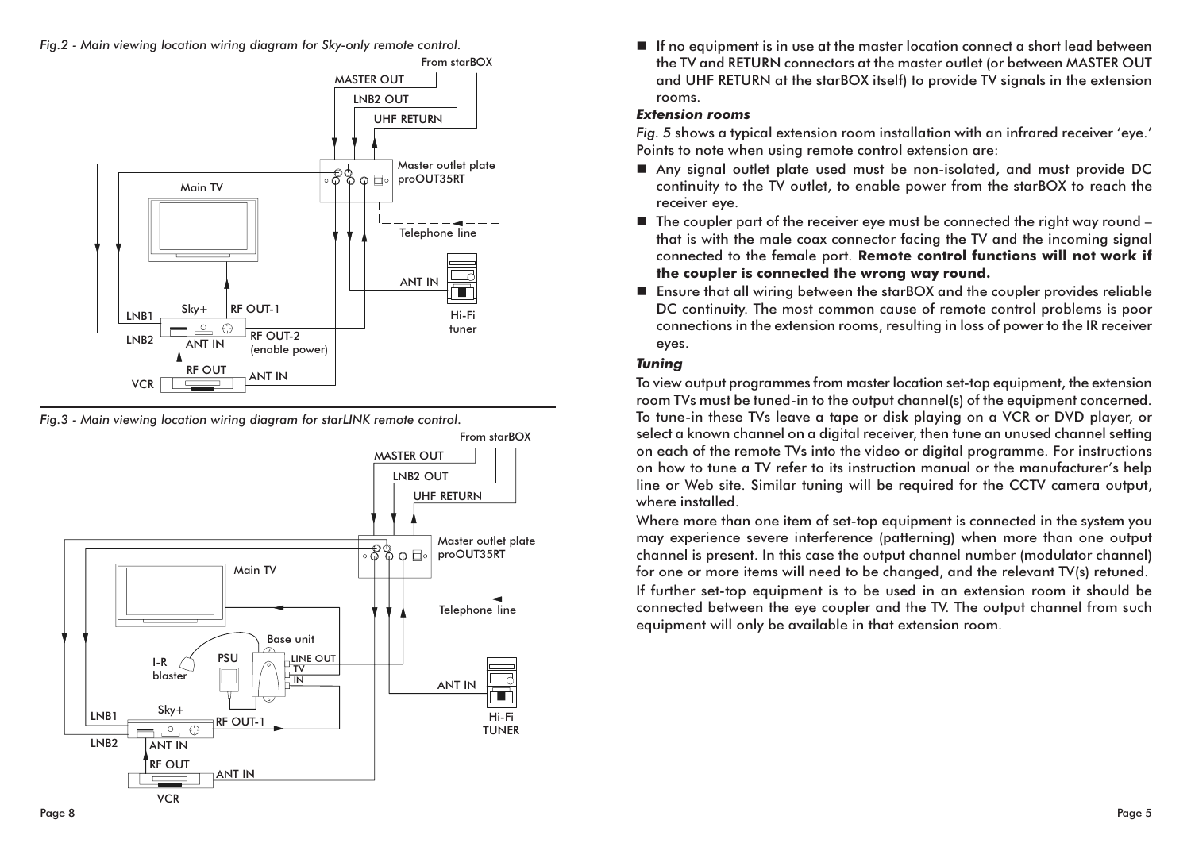*Fig.2 - Main viewing location wiring diagram for Sky-only remote control.*

From starBOX

MASTER OUT

LNB2 OUT

UHF RETURN

Master outlet plate proOUT35RT

Main TV

Telephone line

ANT IN

Hi-Fi tuner

LNB1

LNB2

Sky+

RF OUT-1

ANT IN

RF OUT-2 (enable power)

RF OUT

ANT IN

VCR

*Fig.3 - Main viewing location wiring diagram for starLINK remote control.*

From starBOX

MASTER OUT

LNB2 OUT

UHF RETURN

Master outlet plate proOUT35RT

Main TV

Telephone line

Base unit

I-R blaster

PSU

LINE OUT

TV

IN

ANT IN

Hi-Fi TUNER

LNB1

LNB2

Sky+

RF OUT-1

ANT IN

RF OUT

ANT IN

VCR

- If no equipment is in use at the master location connect a short lead between the TV and RETURN connectors at the master outlet (or between MASTER OUT and UHF RETURN at the starBOX itself) to provide TV signals in the extension rooms.

### *Extension rooms*

*Fig. 5* shows a typical extension room installation with an infrared receiver 'eye.' Points to note when using remote control extension are:

- Any signal outlet plate used must be non-isolated, and must provide DC continuity to the TV outlet, to enable power from the starBOX to reach the receiver eye.
- The coupler part of the receiver eye must be connected the right way round – that is with the male coax connector facing the TV and the incoming signal connected to the female port. **Remote control functions will not work if the coupler is connected the wrong way round.**
- Ensure that all wiring between the starBOX and the coupler provides reliable DC continuity. The most common cause of remote control problems is poor connections in the extension rooms, resulting in loss of power to the IR receiver eyes.

### *Tuning*

To view output programmes from master location set-top equipment, the extension room TVs must be tuned-in to the output channel(s) of the equipment concerned. To tune-in these TVs leave a tape or disk playing on a VCR or DVD player, or select a known channel on a digital receiver, then tune an unused channel setting on each of the remote TVs into the video or digital programme. For instructions on how to tune a TV refer to its instruction manual or the manufacturer's help line or Web site. Similar tuning will be required for the CCTV camera output, where installed.

Where more than one item of set-top equipment is connected in the system you may experience severe interference (patterning) when more than one output channel is present. In this case the output channel number (modulator channel) for one or more items will need to be changed, and the relevant TV(s) retuned.

If further set-top equipment is to be used in an extension room it should be connected between the eye coupler and the TV. The output channel from such equipment will only be available in that extension room.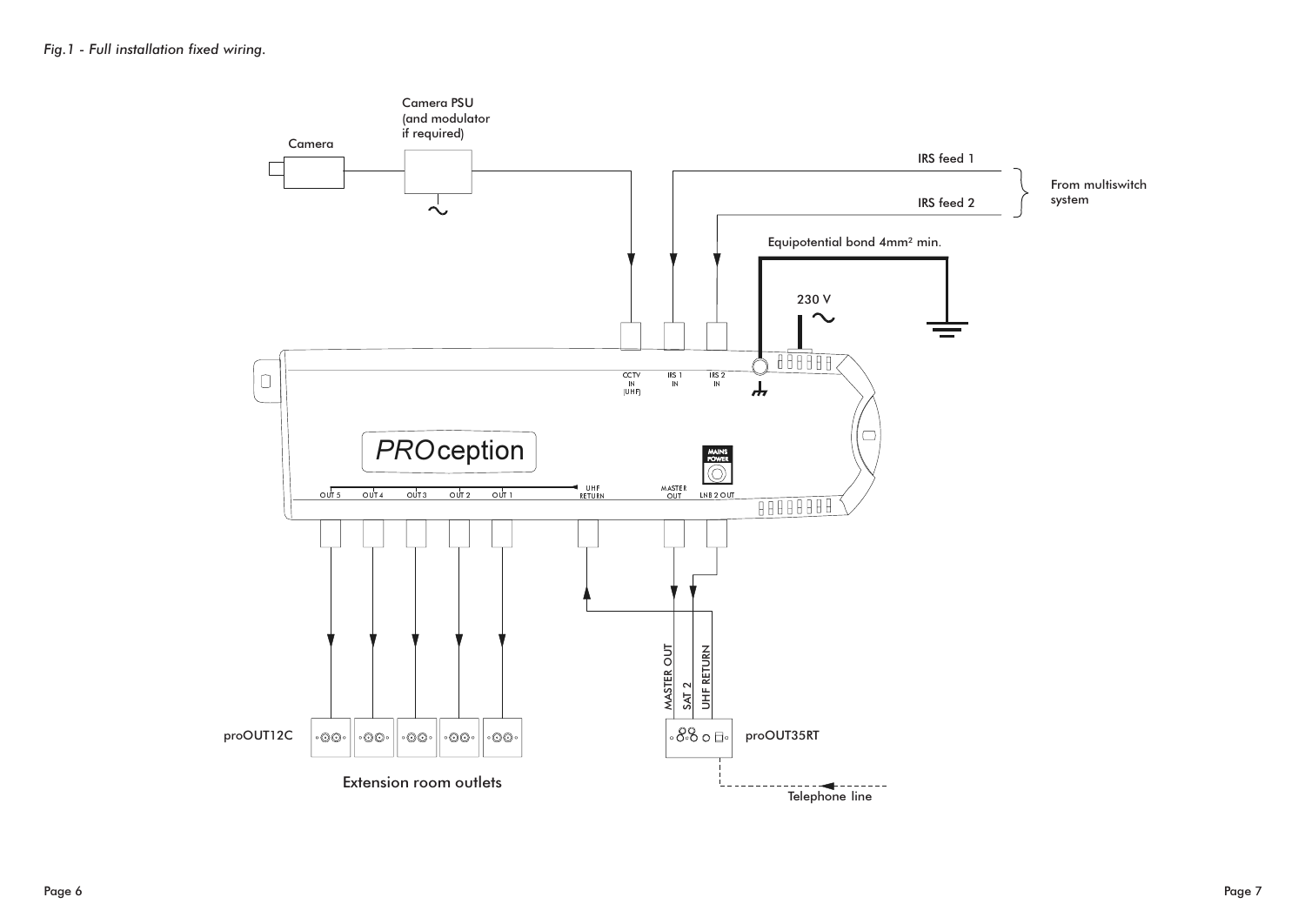*Fig.1 - Full installation fixed wiring.*

Camera

Camera PSU
(and modulator
if required)

IRS feed 1

IRS feed 2

From multiswitch
system

Equipotential bond 4mm² min.

230 V

CCTV
IN
(UHF)

IRS 1
IN

IRS 2
IN

PROception

MAINS
POWER

OUT 5

OUT 4

OUT 3

OUT 2

OUT 1

UHF
RETURN

MASTER
OUT

LNB 2 OUT

MASTER OUT

SAT 2

UHF RETURN

proOUT12C

proOUT35RT

Extension room outlets

Telephone line